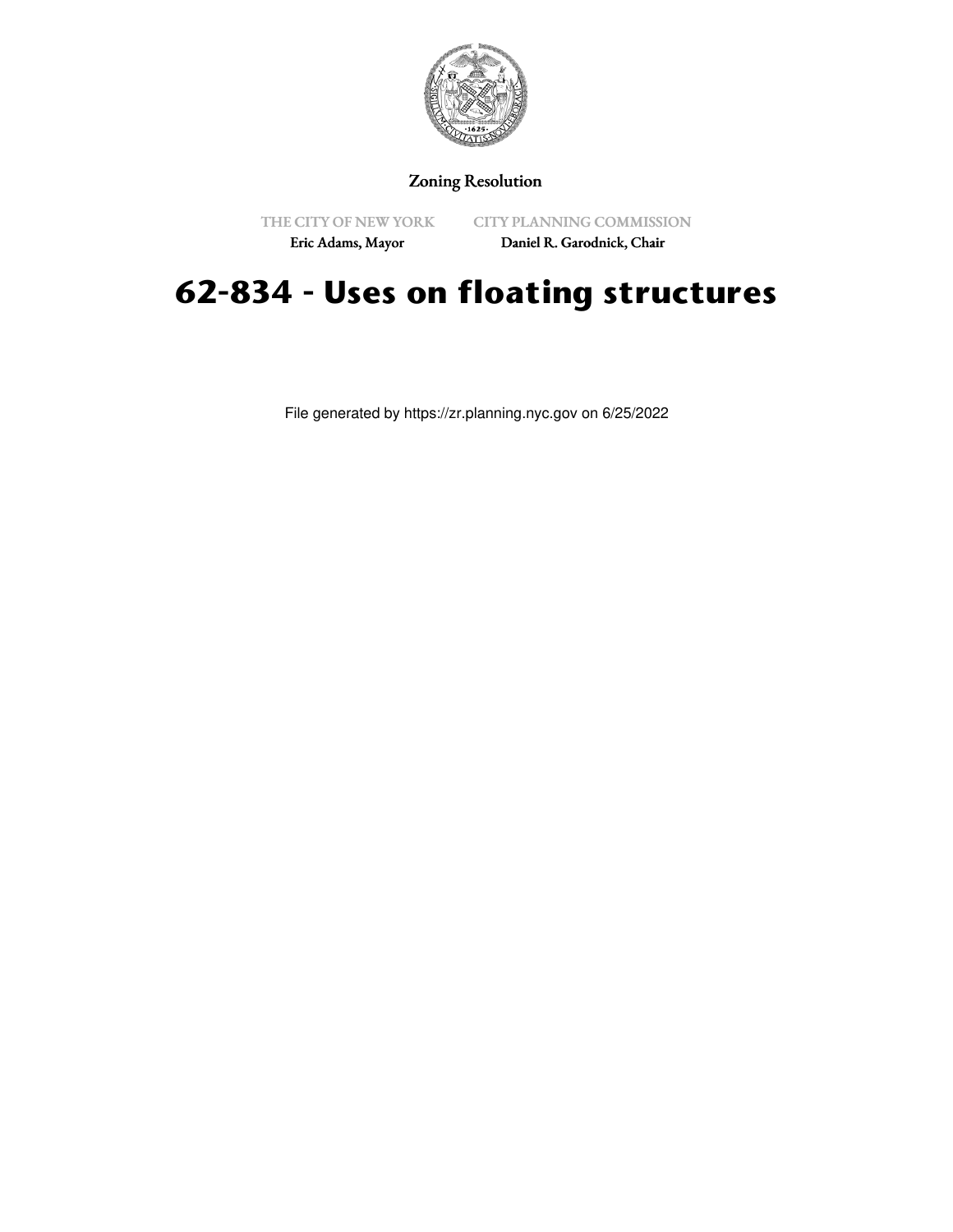Zoning Resolution

THE CITY OF NEW YORK
Eric Adams, Mayor

CITY PLANNING COMMISSION
Daniel R. Garodnick, Chair

# 62-834 - Uses on floating structures

File generated by https://zr.planning.nyc.gov on 6/25/2022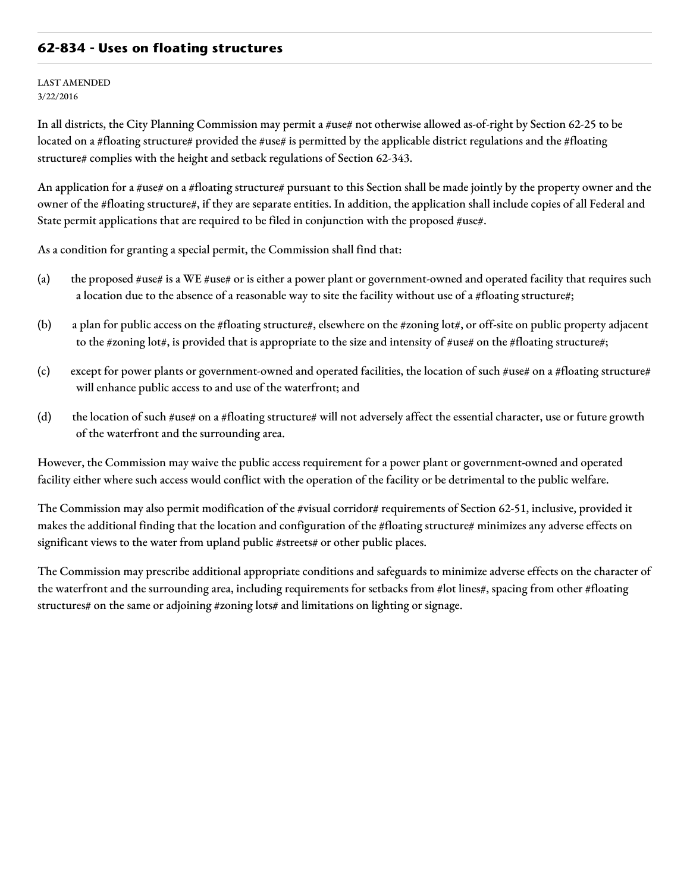## 62-834 - Uses on floating structures

LAST AMENDED
3/22/2016

In all districts, the City Planning Commission may permit a #use# not otherwise allowed as-of-right by Section 62-25 to be located on a #floating structure# provided the #use# is permitted by the applicable district regulations and the #floating structure# complies with the height and setback regulations of Section 62-343.

An application for a #use# on a #floating structure# pursuant to this Section shall be made jointly by the property owner and the owner of the #floating structure#, if they are separate entities. In addition, the application shall include copies of all Federal and State permit applications that are required to be filed in conjunction with the proposed #use#.

As a condition for granting a special permit, the Commission shall find that:

(a) the proposed #use# is a WE #use# or is either a power plant or government-owned and operated facility that requires such a location due to the absence of a reasonable way to site the facility without use of a #floating structure#;

(b) a plan for public access on the #floating structure#, elsewhere on the #zoning lot#, or off-site on public property adjacent to the #zoning lot#, is provided that is appropriate to the size and intensity of #use# on the #floating structure#;

(c) except for power plants or government-owned and operated facilities, the location of such #use# on a #floating structure# will enhance public access to and use of the waterfront; and

(d) the location of such #use# on a #floating structure# will not adversely affect the essential character, use or future growth of the waterfront and the surrounding area.

However, the Commission may waive the public access requirement for a power plant or government-owned and operated facility either where such access would conflict with the operation of the facility or be detrimental to the public welfare.

The Commission may also permit modification of the #visual corridor# requirements of Section 62-51, inclusive, provided it makes the additional finding that the location and configuration of the #floating structure# minimizes any adverse effects on significant views to the water from upland public #streets# or other public places.

The Commission may prescribe additional appropriate conditions and safeguards to minimize adverse effects on the character of the waterfront and the surrounding area, including requirements for setbacks from #lot lines#, spacing from other #floating structures# on the same or adjoining #zoning lots# and limitations on lighting or signage.